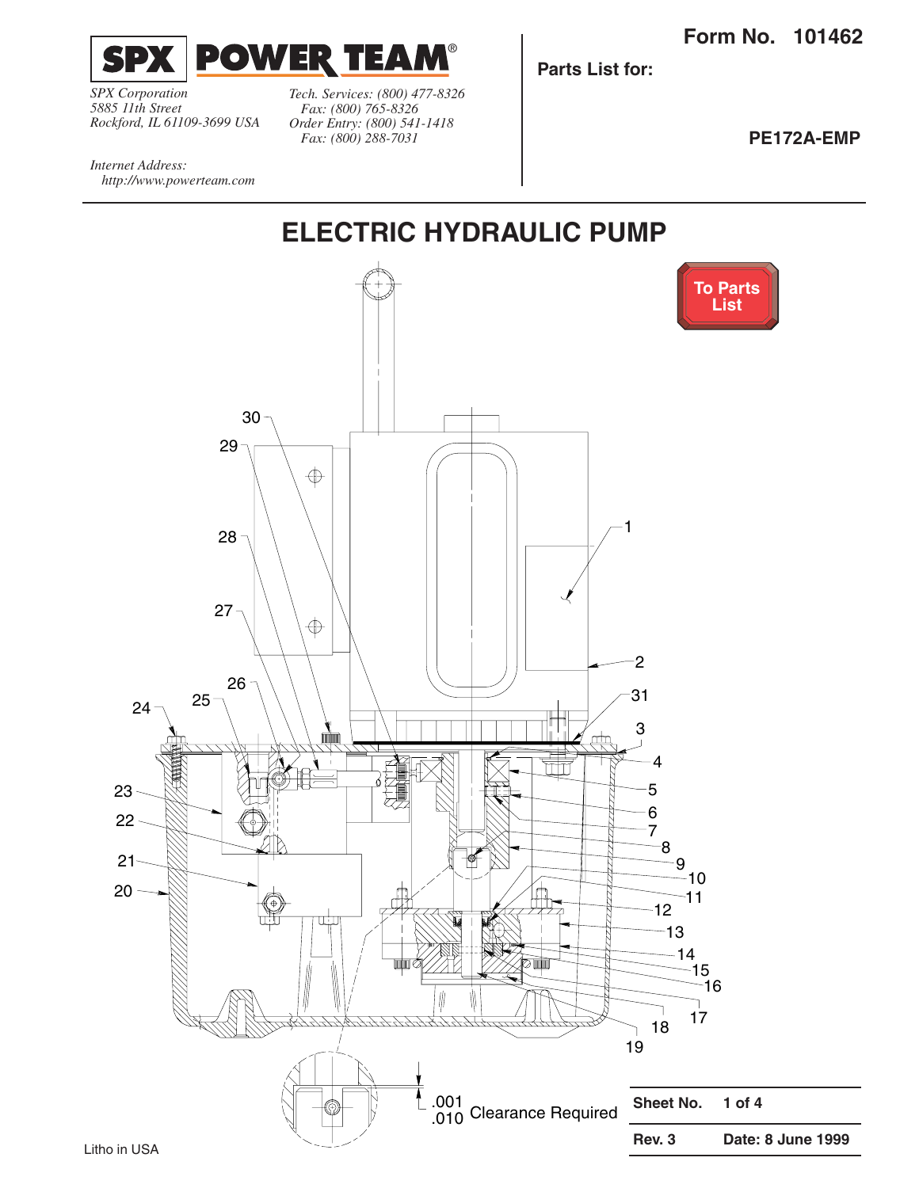**SPX POWER TEAM®**

*SPX Corporation*
*5885 11th Street*
*Rockford, IL 61109-3699 USA*

*Tech. Services: (800) 477-8326*
*Fax: (800) 765-8326*
*Order Entry: (800) 541-1418*
*Fax: (800) 288-7031*

*Internet Address:*
*http://www.powerteam.com*

**Form No. 101462**

**Parts List for:**

**PE172A-EMP**

# ELECTRIC HYDRAULIC PUMP

To Parts List

30, 29, 28, 27, 26, 25, 24, 23, 22, 21, 20, 1, 2, 31, 3, 4, 5, 6, 7, 8, 9, 10, 11, 12, 13, 14, 15, 16, 17, 18, 19

.001
.010 Clearance Required

| Sheet No. | 1 of 4 |
|---|---|
| Rev. 3 | Date: 8 June 1999 |

Litho in USA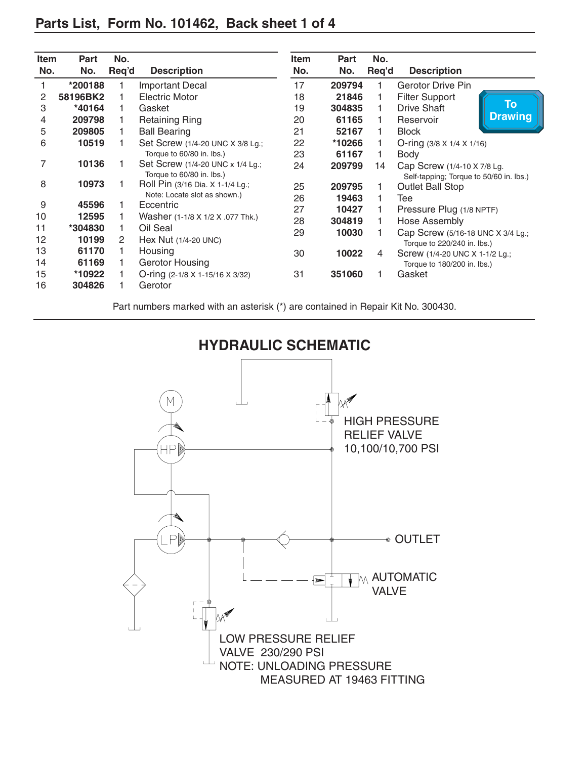# Parts List, Form No. 101462, Back sheet 1 of 4

| Item No. | Part No. | No. Req'd | Description |
|---|---|---|---|
| 1 | *200188 | 1 | Important Decal |
| 2 | 58196BK2 | 1 | Electric Motor |
| 3 | *40164 | 1 | Gasket |
| 4 | 209798 | 1 | Retaining Ring |
| 5 | 209805 | 1 | Ball Bearing |
| 6 | 10519 | 1 | Set Screw (1/4-20 UNC X 3/8 Lg.; Torque to 60/80 in. lbs.) |
| 7 | 10136 | 1 | Set Screw (1/4-20 UNC x 1/4 Lg.; Torque to 60/80 in. lbs.) |
| 8 | 10973 | 1 | Roll Pin (3/16 Dia. X 1-1/4 Lg.; Note: Locate slot as shown.) |
| 9 | 45596 | 1 | Eccentric |
| 10 | 12595 | 1 | Washer (1-1/8 X 1/2 X .077 Thk.) |
| 11 | *304830 | 1 | Oil Seal |
| 12 | 10199 | 2 | Hex Nut (1/4-20 UNC) |
| 13 | 61170 | 1 | Housing |
| 14 | 61169 | 1 | Gerotor Housing |
| 15 | *10922 | 1 | O-ring (2-1/8 X 1-15/16 X 3/32) |
| 16 | 304826 | 1 | Gerotor |
| 17 | 209794 | 1 | Gerotor Drive Pin |
| 18 | 21846 | 1 | Filter Support |
| 19 | 304835 | 1 | Drive Shaft |
| 20 | 61165 | 1 | Reservoir |
| 21 | 52167 | 1 | Block |
| 22 | *10266 | 1 | O-ring (3/8 X 1/4 X 1/16) |
| 23 | 61167 | 1 | Body |
| 24 | 209799 | 14 | Cap Screw (1/4-10 X 7/8 Lg. Self-tapping; Torque to 50/60 in. lbs.) |
| 25 | 209795 | 1 | Outlet Ball Stop |
| 26 | 19463 | 1 | Tee |
| 27 | 10427 | 1 | Pressure Plug (1/8 NPTF) |
| 28 | 304819 | 1 | Hose Assembly |
| 29 | 10030 | 1 | Cap Screw (5/16-18 UNC X 3/4 Lg.; Torque to 220/240 in. lbs.) |
| 30 | 10022 | 4 | Screw (1/4-20 UNC X 1-1/2 Lg.; Torque to 180/200 in. lbs.) |
| 31 | 351060 | 1 | Gasket |

To Drawing

Part numbers marked with an asterisk (*) are contained in Repair Kit No. 300430.

## HYDRAULIC SCHEMATIC

M

HP

LP

HIGH PRESSURE RELIEF VALVE 10,100/10,700 PSI

OUTLET

AUTOMATIC VALVE

LOW PRESSURE RELIEF VALVE 230/290 PSI

NOTE: UNLOADING PRESSURE MEASURED AT 19463 FITTING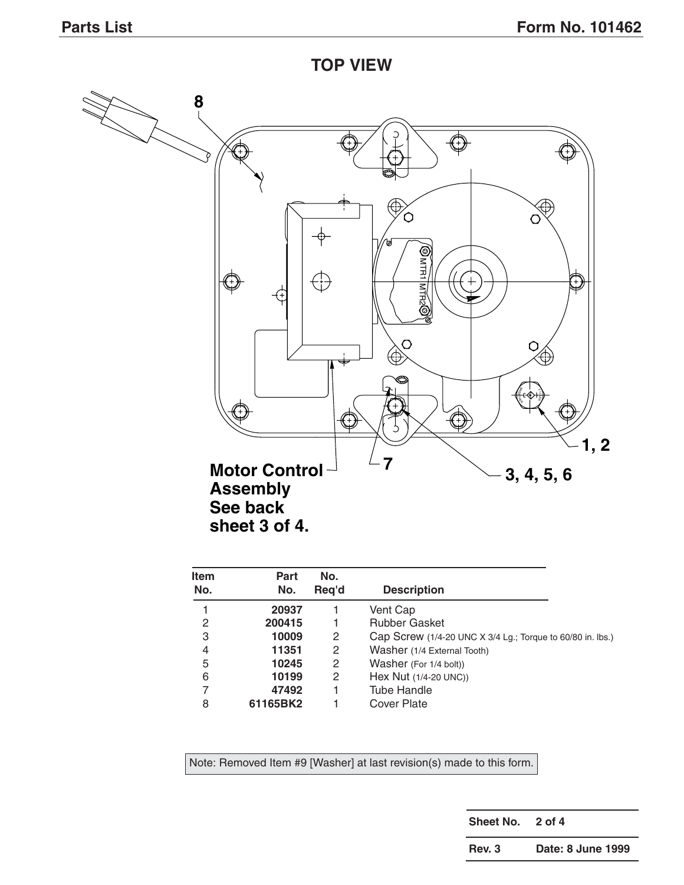## TOP VIEW

8

1, 2

Motor Control Assembly See back sheet 3 of 4.

7

3, 4, 5, 6

| Item No. | Part No. | No. Req'd | Description |
|---|---|---|---|
| 1 | **20937** | 1 | Vent Cap |
| 2 | **200415** | 1 | Rubber Gasket |
| 3 | **10009** | 2 | Cap Screw (1/4-20 UNC X 3/4 Lg.; Torque to 60/80 in. lbs.) |
| 4 | **11351** | 2 | Washer (1/4 External Tooth) |
| 5 | **10245** | 2 | Washer (For 1/4 bolt)) |
| 6 | **10199** | 2 | Hex Nut (1/4-20 UNC)) |
| 7 | **47492** | 1 | Tube Handle |
| 8 | **61165BK2** | 1 | Cover Plate |

Note: Removed Item #9 [Washer] at last revision(s) made to this form.

| Sheet No. | 2 of 4 |
|---|---|
| Rev. 3 | Date: 8 June 1999 |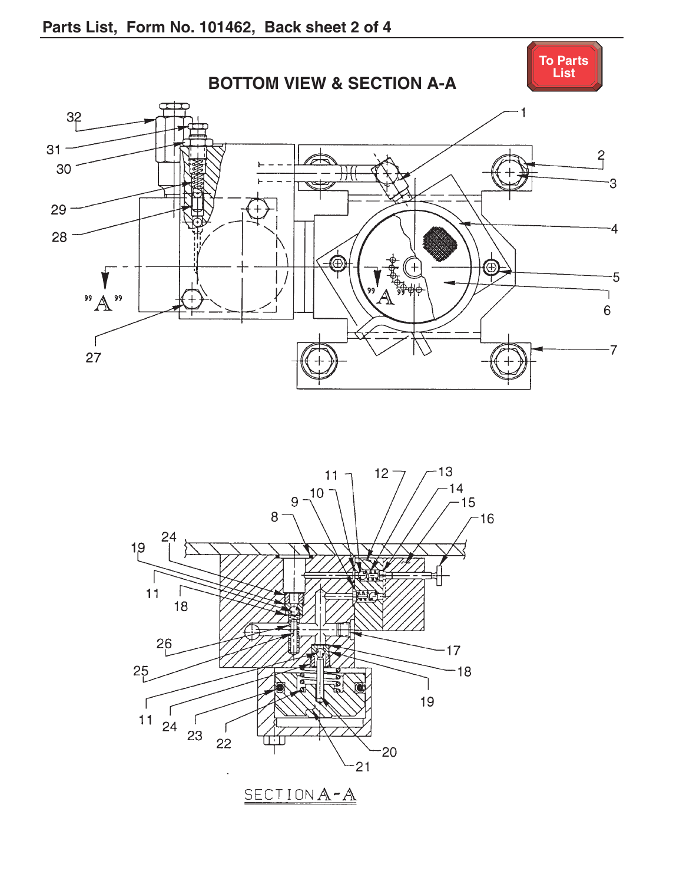## Parts List, Form No. 101462, Back sheet 2 of 4

To Parts List

### BOTTOM VIEW & SECTION A-A

32
31
30
29
28
"A"
27
1
2
3
4
5
6
7
"A"

11 12 13
10 14
9 15
8 16
24
19
11
18
26
25
17
18
19
11
24
23
22
20
21

SECTION A-A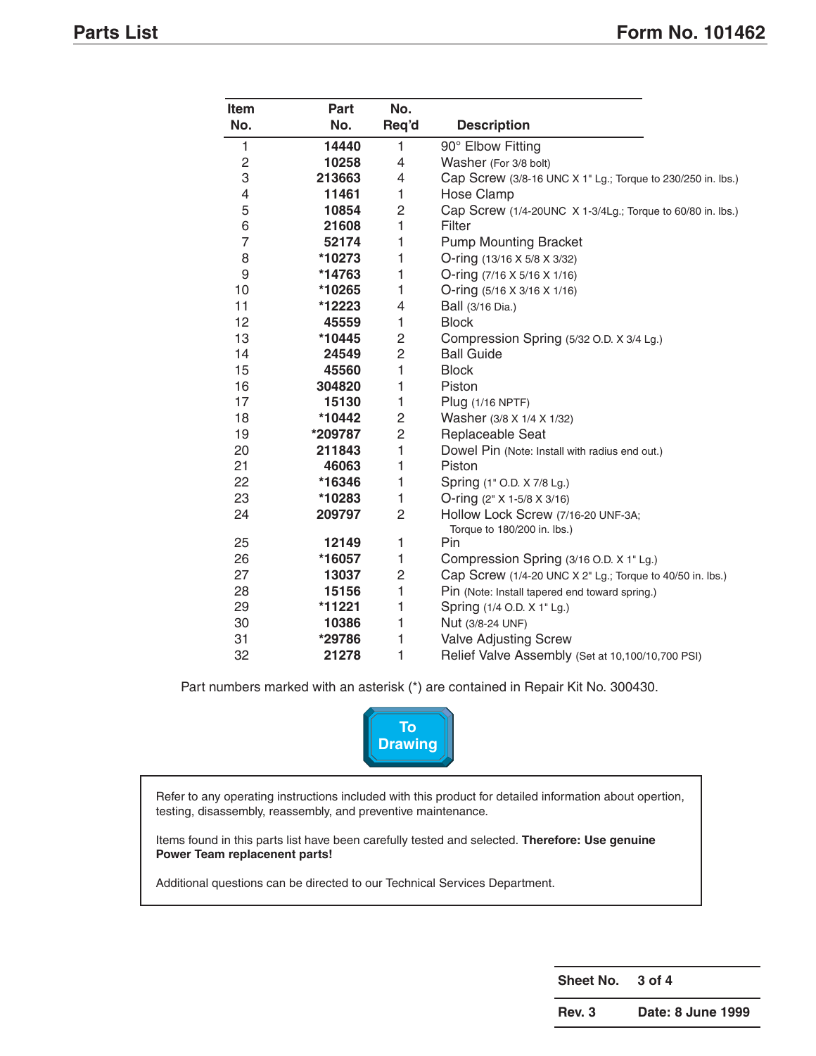# Parts List

| Item No. | Part No. | No. Req'd | Description |
|---|---|---|---|
| 1 | **14440** | 1 | 90° Elbow Fitting |
| 2 | **10258** | 4 | Washer (For 3/8 bolt) |
| 3 | **213663** | 4 | Cap Screw (3/8-16 UNC X 1" Lg.; Torque to 230/250 in. lbs.) |
| 4 | **11461** | 1 | Hose Clamp |
| 5 | **10854** | 2 | Cap Screw (1/4-20UNC X 1-3/4Lg.; Torque to 60/80 in. lbs.) |
| 6 | **21608** | 1 | Filter |
| 7 | **52174** | 1 | Pump Mounting Bracket |
| 8 | ***10273** | 1 | O-ring (13/16 X 5/8 X 3/32) |
| 9 | ***14763** | 1 | O-ring (7/16 X 5/16 X 1/16) |
| 10 | ***10265** | 1 | O-ring (5/16 X 3/16 X 1/16) |
| 11 | ***12223** | 4 | Ball (3/16 Dia.) |
| 12 | **45559** | 1 | Block |
| 13 | ***10445** | 2 | Compression Spring (5/32 O.D. X 3/4 Lg.) |
| 14 | **24549** | 2 | Ball Guide |
| 15 | **45560** | 1 | Block |
| 16 | **304820** | 1 | Piston |
| 17 | **15130** | 1 | Plug (1/16 NPTF) |
| 18 | ***10442** | 2 | Washer (3/8 X 1/4 X 1/32) |
| 19 | ***209787** | 2 | Replaceable Seat |
| 20 | **211843** | 1 | Dowel Pin (Note: Install with radius end out.) |
| 21 | **46063** | 1 | Piston |
| 22 | ***16346** | 1 | Spring (1" O.D. X 7/8 Lg.) |
| 23 | ***10283** | 1 | O-ring (2" X 1-5/8 X 3/16) |
| 24 | **209797** | 2 | Hollow Lock Screw (7/16-20 UNF-3A; Torque to 180/200 in. lbs.) |
| 25 | **12149** | 1 | Pin |
| 26 | ***16057** | 1 | Compression Spring (3/16 O.D. X 1" Lg.) |
| 27 | **13037** | 2 | Cap Screw (1/4-20 UNC X 2" Lg.; Torque to 40/50 in. lbs.) |
| 28 | **15156** | 1 | Pin (Note: Install tapered end toward spring.) |
| 29 | ***11221** | 1 | Spring (1/4 O.D. X 1" Lg.) |
| 30 | **10386** | 1 | Nut (3/8-24 UNF) |
| 31 | ***29786** | 1 | Valve Adjusting Screw |
| 32 | **21278** | 1 | Relief Valve Assembly (Set at 10,100/10,700 PSI) |

Part numbers marked with an asterisk (*) are contained in Repair Kit No. 300430.

To Drawing

Refer to any operating instructions included with this product for detailed information about opertion, testing, disassembly, reassembly, and preventive maintenance.

Items found in this parts list have been carefully tested and selected. **Therefore: Use genuine Power Team replacent parts!**

Additional questions can be directed to our Technical Services Department.

| **Sheet No.** | **3 of 4** |
|---|---|
| **Rev. 3** | **Date: 8 June 1999** |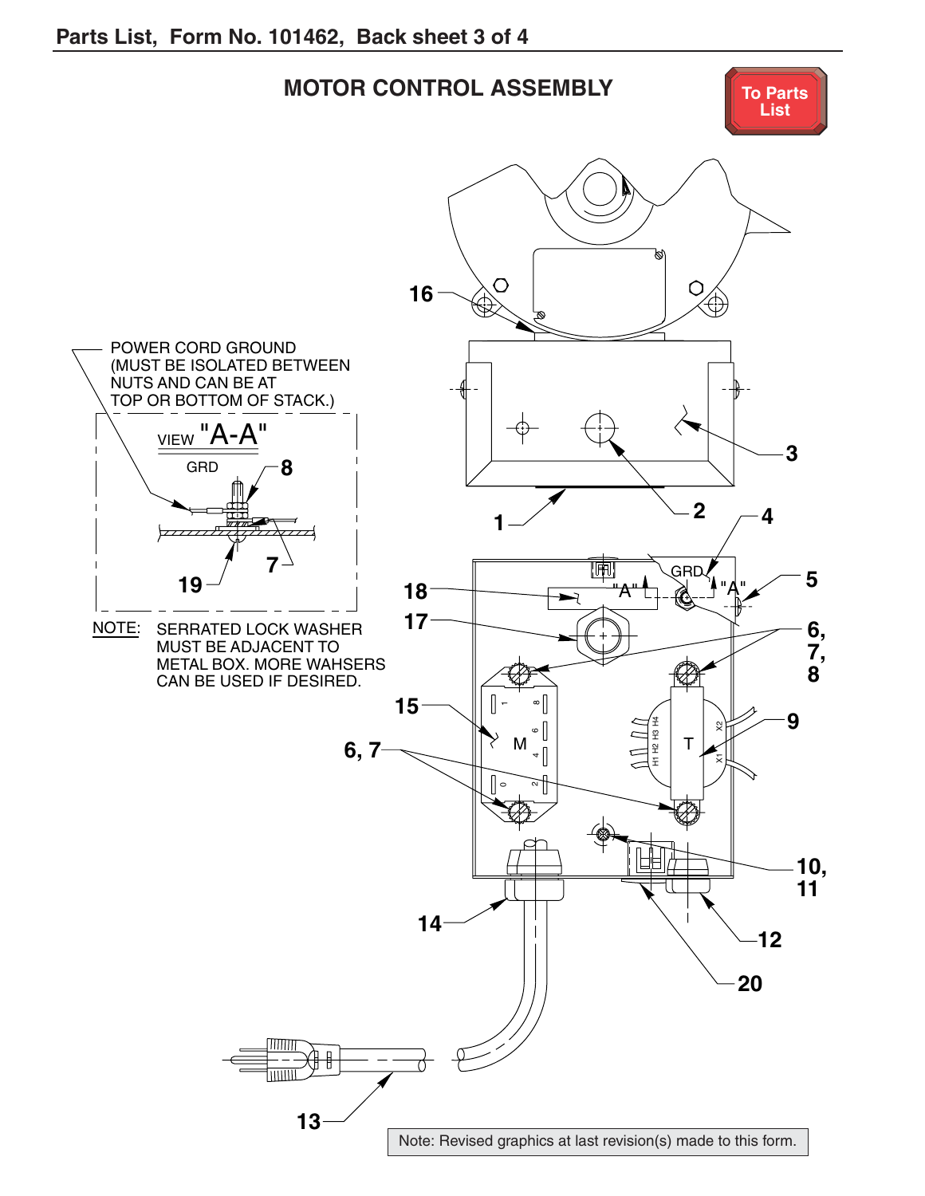Parts List, Form No. 101462, Back sheet 3 of 4

## MOTOR CONTROL ASSEMBLY

To Parts List

POWER CORD GROUND (MUST BE ISOLATED BETWEEN NUTS AND CAN BE AT TOP OR BOTTOM OF STACK.)

VIEW "A-A"

GRD

8

7

19

NOTE: SERRATED LOCK WASHER MUST BE ADJACENT TO METAL BOX. MORE WAHSERS CAN BE USED IF DESIRED.

16

3

1

2

4

GRD

"A"

"A"

5

18

17

6, 7, 8

15

M

T

H1 H2 H3 H4

X1

X2

9

6, 7

10, 11

14

12

20

13

Note: Revised graphics at last revision(s) made to this form.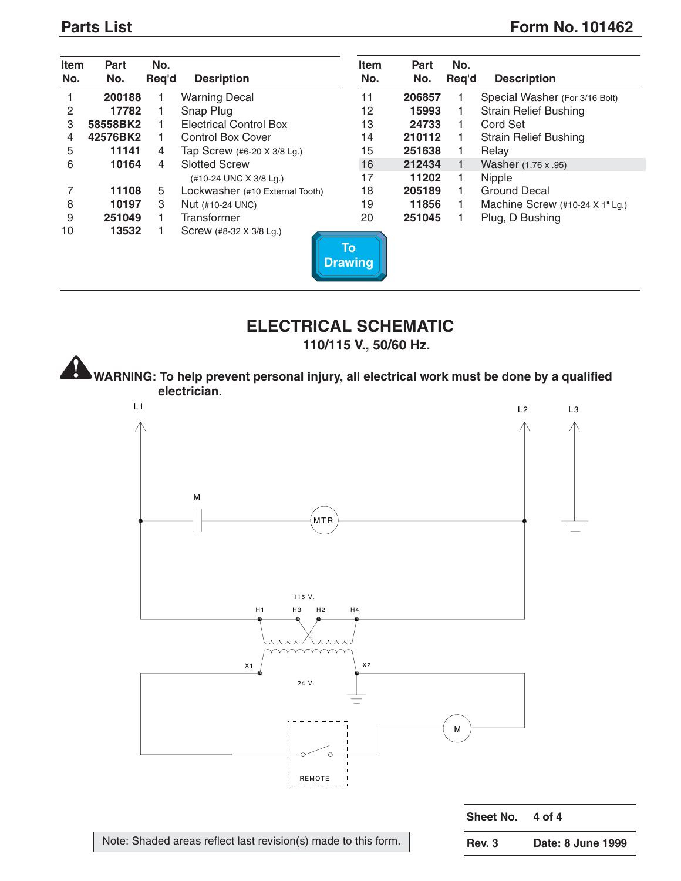## Parts List

Form No. 101462

| Item No. | Part No. | No. Req'd | Desription | Item No. | Part No. | No. Req'd | Description |
|---|---|---|---|---|---|---|---|
| 1 | 200188 | 1 | Warning Decal | 11 | 206857 | 1 | Special Washer (For 3/16 Bolt) |
| 2 | 17782 | 1 | Snap Plug | 12 | 15993 | 1 | Strain Relief Bushing |
| 3 | 58558BK2 | 1 | Electrical Control Box | 13 | 24733 | 1 | Cord Set |
| 4 | 42576BK2 | 1 | Control Box Cover | 14 | 210112 | 1 | Strain Relief Bushing |
| 5 | 11141 | 4 | Tap Screw (#6-20 X 3/8 Lg.) | 15 | 251638 | 1 | Relay |
| 6 | 10164 | 4 | Slotted Screw (#10-24 UNC X 3/8 Lg.) | 16 | 212434 | 1 | Washer (1.76 x .95) |
| 7 | 11108 | 5 | Lockwasher (#10 External Tooth) | 17 | 11202 | 1 | Nipple |
| 8 | 10197 | 3 | Nut (#10-24 UNC) | 18 | 205189 | 1 | Ground Decal |
| 9 | 251049 | 1 | Transformer | 19 | 11856 | 1 | Machine Screw (#10-24 X 1" Lg.) |
| 10 | 13532 | 1 | Screw (#8-32 X 3/8 Lg.) | 20 | 251045 | 1 | Plug, D Bushing |

To Drawing

## ELECTRICAL SCHEMATIC

**110/115 V., 50/60 Hz.**

**WARNING: To help prevent personal injury, all electrical work must be done by a qualified electrician.**

L1
L2
L3
M
MTR
115 V.
H1
H3
H2
H4
X1
X2
24 V.
M
REMOTE

Note: Shaded areas reflect last revision(s) made to this form.

| | |
|---|---|
| **Sheet No.** | **4 of 4** |
| **Rev. 3** | **Date: 8 June 1999** |